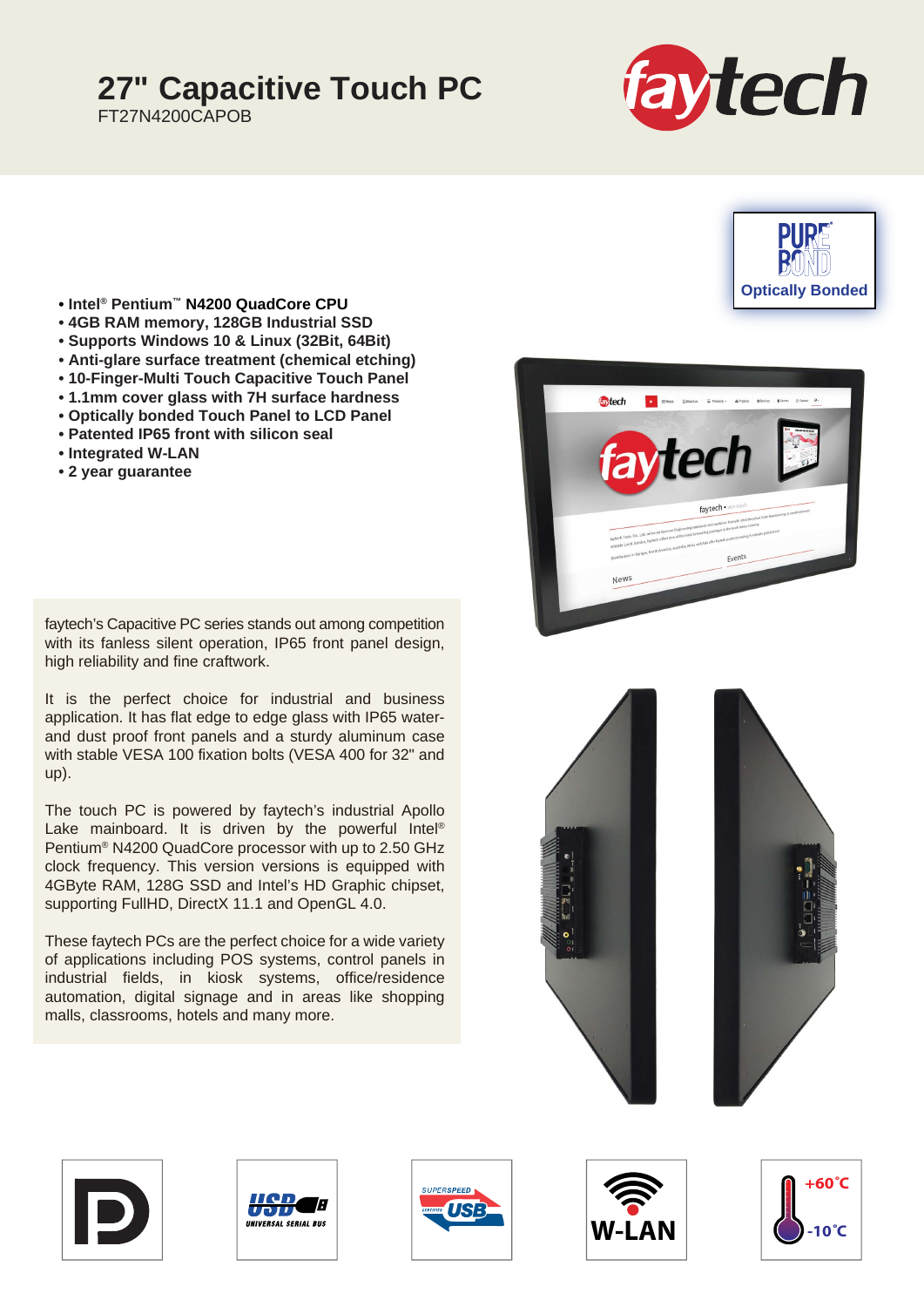# 27" Capacitive Touch PC

FT27N4200CAPOB

- **Intel® Pentium™ N4200 QuadCore CPU**
- **4GB RAM memory, 128GB Industrial SSD**
- **Supports Windows 10 & Linux (32Bit, 64Bit)**
- **Anti-glare surface treatment (chemical etching)**
- **10-Finger-Multi Touch Capacitive Touch Panel**
- **1.1mm cover glass with 7H surface hardness**
- **Optically bonded Touch Panel to LCD Panel**
- **Patented IP65 front with silicon seal**
- **Integrated W-LAN**
- **2 year guarantee**

faytech's Capacitive PC series stands out among competition with its fanless silent operation, IP65 front panel design, high reliability and fine craftwork.

It is the perfect choice for industrial and business application. It has flat edge to edge glass with IP65 water- and dust proof front panels and a sturdy aluminum case with stable VESA 100 fixation bolts (VESA 400 for 32" and up).

The touch PC is powered by faytech's industrial Apollo Lake mainboard. It is driven by the powerful Intel® Pentium® N4200 QuadCore processor with up to 2.50 GHz clock frequency. This version versions is equipped with 4GByte RAM, 128G SSD and Intel's HD Graphic chipset, supporting FullHD, DirectX 11.1 and OpenGL 4.0.

These faytech PCs are the perfect choice for a wide variety of applications including POS systems, control panels in industrial fields, in kiosk systems, office/residence automation, digital signage and in areas like shopping malls, classrooms, hotels and many more.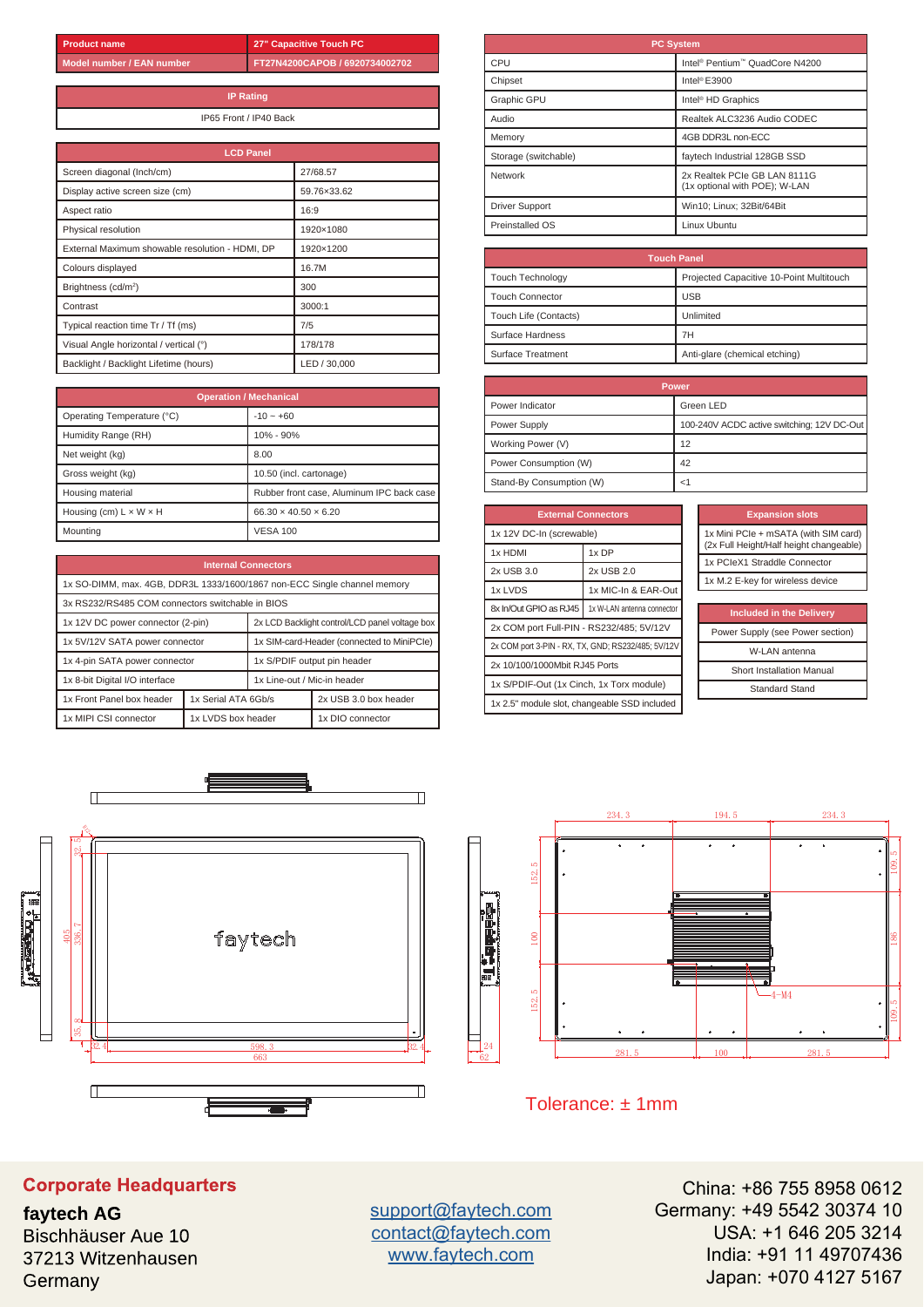| Product name | 27" Capacitive Touch PC |
|---|---|
| Model number / EAN number | FT27N4200CAPOB / 6920734002702 |

| IP Rating |
|---|
| IP65 Front / IP40 Back |

| LCD Panel | |
|---|---|
| Screen diagonal (Inch/cm) | 27/68.57 |
| Display active screen size (cm) | 59.76×33.62 |
| Aspect ratio | 16:9 |
| Physical resolution | 1920×1080 |
| External Maximum showable resolution - HDMI, DP | 1920×1200 |
| Colours displayed | 16.7M |
| Brightness (cd/m²) | 300 |
| Contrast | 3000:1 |
| Typical reaction time Tr / Tf (ms) | 7/5 |
| Visual Angle horizontal / vertical (°) | 178/178 |
| Backlight / Backlight Lifetime (hours) | LED / 30,000 |

| Operation / Mechanical | |
|---|---|
| Operating Temperature (°C) | -10 ~ +60 |
| Humidity Range (RH) | 10% - 90% |
| Net weight (kg) | 8.00 |
| Gross weight (kg) | 10.50 (incl. cartonage) |
| Housing material | Rubber front case, Aluminum IPC back case |
| Housing (cm) L × W × H | 66.30 × 40.50 × 6.20 |
| Mounting | VESA 100 |

| Internal Connectors | | |
|---|---|---|
| 1x SO-DIMM, max. 4GB, DDR3L 1333/1600/1867 non-ECC Single channel memory | | |
| 3x RS232/RS485 COM connectors switchable in BIOS | | |
| 1x 12V DC power connector (2-pin) | 2x LCD Backlight control/LCD panel voltage box | |
| 1x 5V/12V SATA power connector | 1x SIM-card-Header (connected to MiniPCIe) | |
| 1x 4-pin SATA power connector | 1x S/PDIF output pin header | |
| 1x 8-bit Digital I/O interface | 1x Line-out / Mic-in header | |
| 1x Front Panel box header | 1x Serial ATA 6Gb/s | 2x USB 3.0 box header |
| 1x MIPI CSI connector | 1x LVDS box header | 1x DIO connector |

| PC System | |
|---|---|
| CPU | Intel® Pentium™ QuadCore N4200 |
| Chipset | Intel® E3900 |
| Graphic GPU | Intel® HD Graphics |
| Audio | Realtek ALC3236 Audio CODEC |
| Memory | 4GB DDR3L non-ECC |
| Storage (switchable) | faytech Industrial 128GB SSD |
| Network | 2x Realtek PCIe GB LAN 8111G (1x optional with POE); W-LAN |
| Driver Support | Win10; Linux; 32Bit/64Bit |
| Preinstalled OS | Linux Ubuntu |

| Touch Panel | |
|---|---|
| Touch Technology | Projected Capacitive 10-Point Multitouch |
| Touch Connector | USB |
| Touch Life (Contacts) | Unlimited |
| Surface Hardness | 7H |
| Surface Treatment | Anti-glare (chemical etching) |

| Power | |
|---|---|
| Power Indicator | Green LED |
| Power Supply | 100-240V ACDC active switching; 12V DC-Out |
| Working Power (V) | 12 |
| Power Consumption (W) | 42 |
| Stand-By Consumption (W) | <1 |

| External Connectors | |
|---|---|
| 1x 12V DC-In (screwable) | |
| 1x HDMI | 1x DP |
| 2x USB 3.0 | 2x USB 2.0 |
| 1x LVDS | 1x MIC-In & EAR-Out |
| 8x In/Out GPIO as RJ45 | 1x W-LAN antenna connector |
| 2x COM port Full-PIN - RS232/485; 5V/12V | |
| 2x COM port 3-PIN - RX, TX, GND; RS232/485; 5V/12V | |
| 2x 10/100/1000Mbit RJ45 Ports | |
| 1x S/PDIF-Out (1x Cinch, 1x Torx module) | |
| 1x 2.5" module slot, changeable SSD included | |

| Expansion slots |
|---|
| 1x Mini PCIe + mSATA (with SIM card) (2x Full Height/Half height changeable) |
| 1x PCIeX1 Straddle Connector |
| 1x M.2 E-key for wireless device |

| Included in the Delivery |
|---|
| Power Supply (see Power section) |
| W-LAN antenna |
| Short Installation Manual |
| Standard Stand |

faytech

32.5
405
336.7
35.8
32.4
598.3
32.4
663
24
62

234.3
194.5
234.3
152.5
100
152.5
109.5
186
109.5
4-M4
281.5
100
281.5

Tolerance: ± 1mm

## Corporate Headquarters

**faytech AG**
Bischhäuser Aue 10
37213 Witzenhausen
Germany

support@faytech.com
contact@faytech.com
www.faytech.com

China: +86 755 8958 0612
Germany: +49 5542 30374 10
USA: +1 646 205 3214
India: +91 11 49707436
Japan: +070 4127 5167